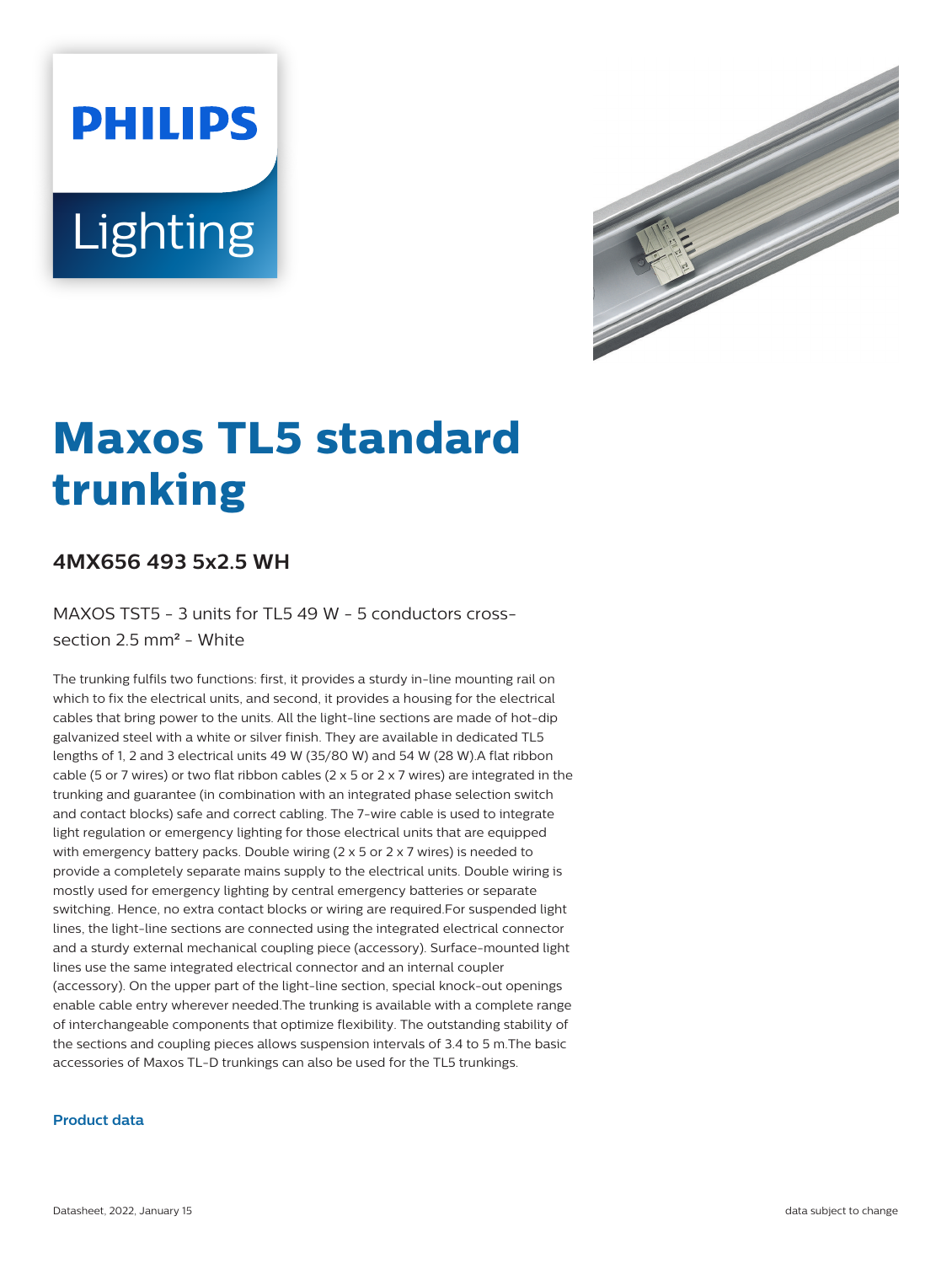PHILIPS

Lighting

# Maxos TL5 standard trunking

## 4MX656 493 5x2.5 WH

MAXOS TST5 - 3 units for TL5 49 W - 5 conductors cross-section 2.5 mm² - White

The trunking fulfils two functions: first, it provides a sturdy in-line mounting rail on which to fix the electrical units, and second, it provides a housing for the electrical cables that bring power to the units. All the light-line sections are made of hot-dip galvanized steel with a white or silver finish. They are available in dedicated TL5 lengths of 1, 2 and 3 electrical units 49 W (35/80 W) and 54 W (28 W).A flat ribbon cable (5 or 7 wires) or two flat ribbon cables (2 x 5 or 2 x 7 wires) are integrated in the trunking and guarantee (in combination with an integrated phase selection switch and contact blocks) safe and correct cabling. The 7-wire cable is used to integrate light regulation or emergency lighting for those electrical units that are equipped with emergency battery packs. Double wiring (2 x 5 or 2 x 7 wires) is needed to provide a completely separate mains supply to the electrical units. Double wiring is mostly used for emergency lighting by central emergency batteries or separate switching. Hence, no extra contact blocks or wiring are required.For suspended light lines, the light-line sections are connected using the integrated electrical connector and a sturdy external mechanical coupling piece (accessory). Surface-mounted light lines use the same integrated electrical connector and an internal coupler (accessory). On the upper part of the light-line section, special knock-out openings enable cable entry wherever needed.The trunking is available with a complete range of interchangeable components that optimize flexibility. The outstanding stability of the sections and coupling pieces allows suspension intervals of 3.4 to 5 m.The basic accessories of Maxos TL-D trunkings can also be used for the TL5 trunkings.

### Product data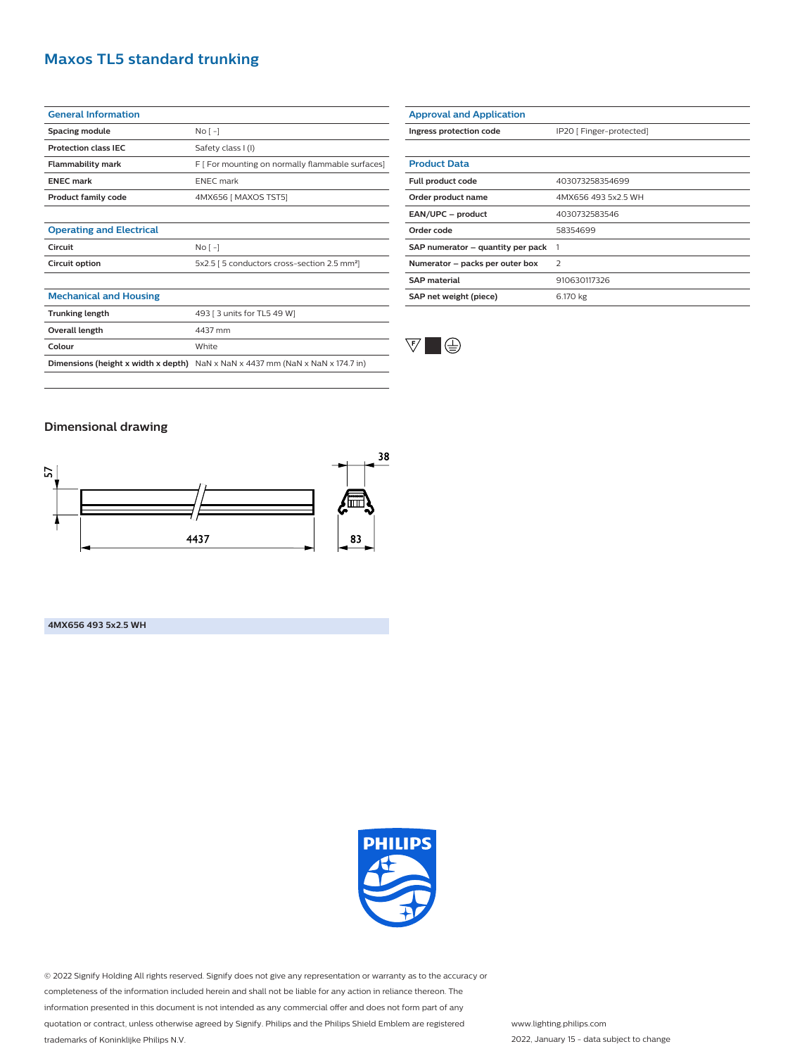# Maxos TL5 standard trunking

| General Information | |
|---|---|
| Spacing module | No [ -] |
| Protection class IEC | Safety class I (I) |
| Flammability mark | F [ For mounting on normally flammable surfaces] |
| ENEC mark | ENEC mark |
| Product family code | 4MX656 [ MAXOS TST5] |

| Operating and Electrical | |
|---|---|
| Circuit | No [ -] |
| Circuit option | 5x2.5 [ 5 conductors cross-section 2.5 mm²] |

| Mechanical and Housing | |
|---|---|
| Trunking length | 493 [ 3 units for TL5 49 W] |
| Overall length | 4437 mm |
| Colour | White |
| Dimensions (height x width x depth) | NaN x NaN x 4437 mm (NaN x NaN x 174.7 in) |

| Approval and Application | |
|---|---|
| Ingress protection code | IP20 [ Finger-protected] |

| Product Data | |
|---|---|
| Full product code | 403073258354699 |
| Order product name | 4MX656 493 5x2.5 WH |
| EAN/UPC – product | 4030732583546 |
| Order code | 58354699 |
| SAP numerator – quantity per pack | 1 |
| Numerator – packs per outer box | 2 |
| SAP material | 910630117326 |
| SAP net weight (piece) | 6.170 kg |

## Dimensional drawing

57

4437

38

83

4MX656 493 5x2.5 WH

© 2022 Signify Holding All rights reserved. Signify does not give any representation or warranty as to the accuracy or completeness of the information included herein and shall not be liable for any action in reliance thereon. The information presented in this document is not intended as any commercial offer and does not form part of any quotation or contract, unless otherwise agreed by Signify. Philips and the Philips Shield Emblem are registered trademarks of Koninklijke Philips N.V.

www.lighting.philips.com

2022, January 15 - data subject to change